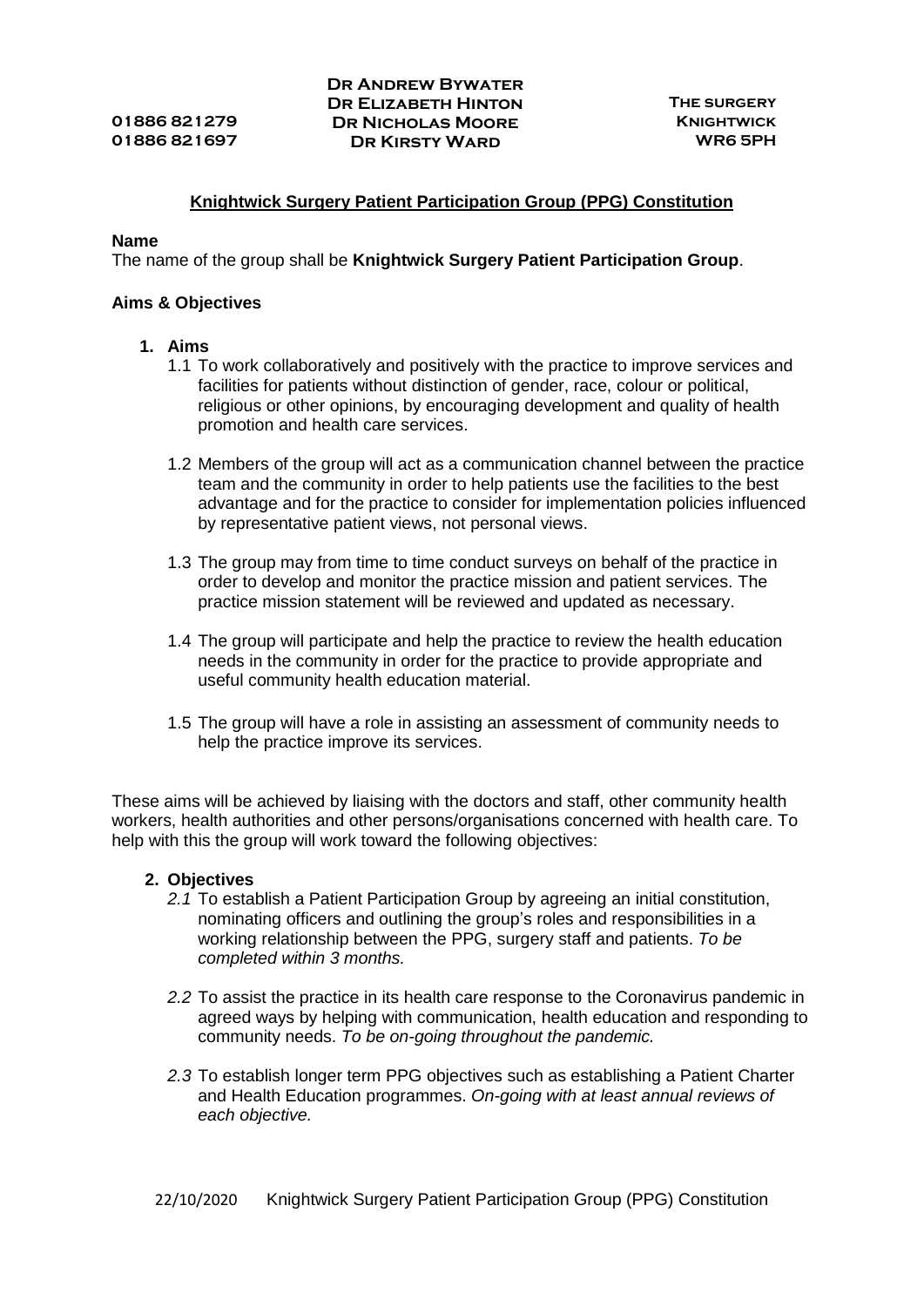01886 821279
01886 821697

**Dr Andrew Bywater**
**Dr Elizabeth Hinton**
**Dr Nicholas Moore**
**Dr Kirsty Ward**

**The surgery**
**Knightwick**
**WR6 5PH**

# Knightwick Surgery Patient Participation Group (PPG) Constitution

**Name**

The name of the group shall be **Knightwick Surgery Patient Participation Group**.

**Aims & Objectives**

**1. Aims**

1.1 To work collaboratively and positively with the practice to improve services and facilities for patients without distinction of gender, race, colour or political, religious or other opinions, by encouraging development and quality of health promotion and health care services.

1.2 Members of the group will act as a communication channel between the practice team and the community in order to help patients use the facilities to the best advantage and for the practice to consider for implementation policies influenced by representative patient views, not personal views.

1.3 The group may from time to time conduct surveys on behalf of the practice in order to develop and monitor the practice mission and patient services. The practice mission statement will be reviewed and updated as necessary.

1.4 The group will participate and help the practice to review the health education needs in the community in order for the practice to provide appropriate and useful community health education material.

1.5 The group will have a role in assisting an assessment of community needs to help the practice improve its services.

These aims will be achieved by liaising with the doctors and staff, other community health workers, health authorities and other persons/organisations concerned with health care. To help with this the group will work toward the following objectives:

**2. Objectives**

*2.1* To establish a Patient Participation Group by agreeing an initial constitution, nominating officers and outlining the group's roles and responsibilities in a working relationship between the PPG, surgery staff and patients. *To be completed within 3 months.*

*2.2* To assist the practice in its health care response to the Coronavirus pandemic in agreed ways by helping with communication, health education and responding to community needs. *To be on-going throughout the pandemic.*

*2.3* To establish longer term PPG objectives such as establishing a Patient Charter and Health Education programmes. *On-going with at least annual reviews of each objective.*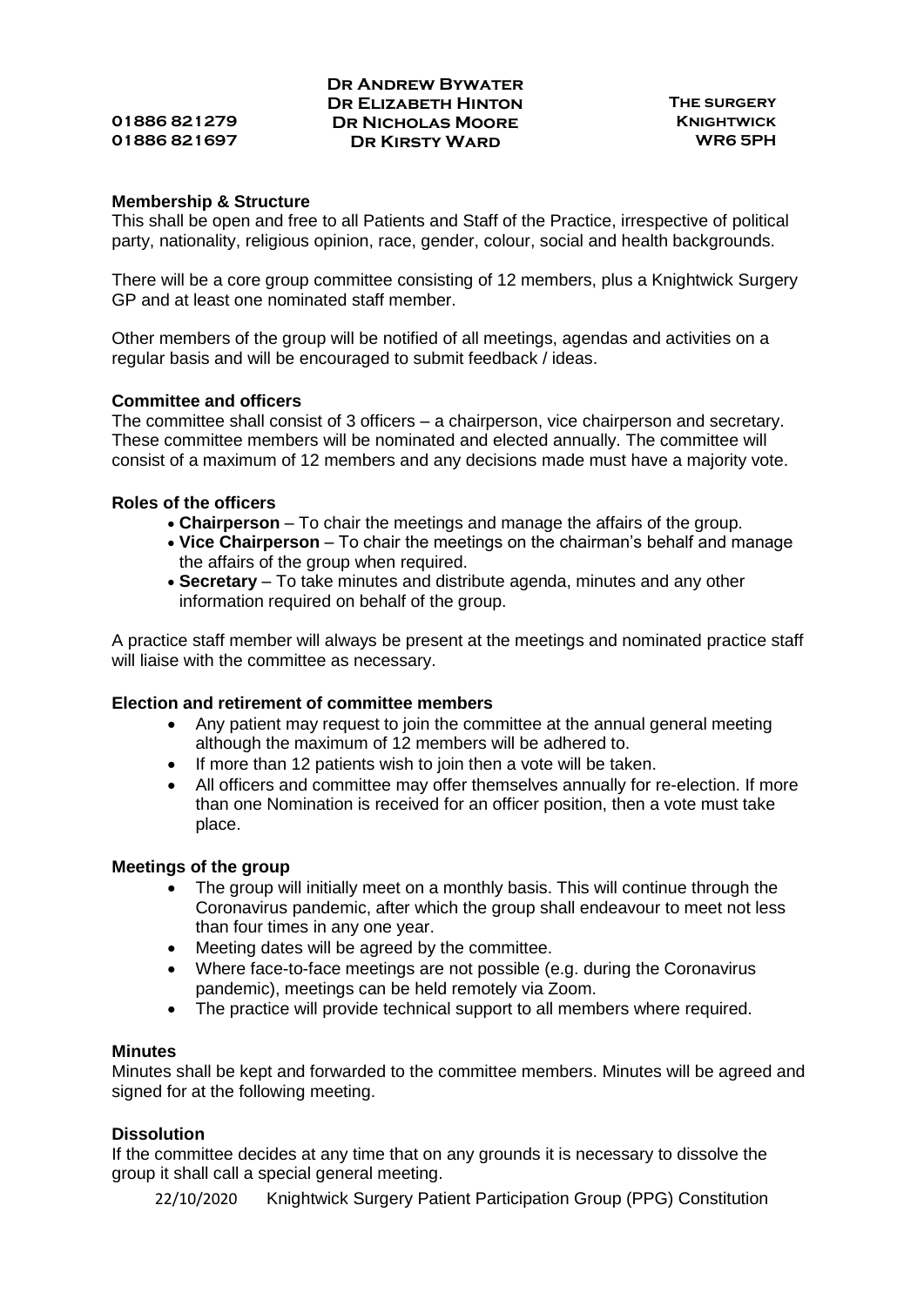## Membership & Structure

This shall be open and free to all Patients and Staff of the Practice, irrespective of political party, nationality, religious opinion, race, gender, colour, social and health backgrounds.

There will be a core group committee consisting of 12 members, plus a Knightwick Surgery GP and at least one nominated staff member.

Other members of the group will be notified of all meetings, agendas and activities on a regular basis and will be encouraged to submit feedback / ideas.

## Committee and officers

The committee shall consist of 3 officers – a chairperson, vice chairperson and secretary. These committee members will be nominated and elected annually. The committee will consist of a maximum of 12 members and any decisions made must have a majority vote.

## Roles of the officers

- **Chairperson** – To chair the meetings and manage the affairs of the group.
- **Vice Chairperson** – To chair the meetings on the chairman's behalf and manage the affairs of the group when required.
- **Secretary** – To take minutes and distribute agenda, minutes and any other information required on behalf of the group.

A practice staff member will always be present at the meetings and nominated practice staff will liaise with the committee as necessary.

## Election and retirement of committee members

- Any patient may request to join the committee at the annual general meeting although the maximum of 12 members will be adhered to.
- If more than 12 patients wish to join then a vote will be taken.
- All officers and committee may offer themselves annually for re-election. If more than one Nomination is received for an officer position, then a vote must take place.

## Meetings of the group

- The group will initially meet on a monthly basis. This will continue through the Coronavirus pandemic, after which the group shall endeavour to meet not less than four times in any one year.
- Meeting dates will be agreed by the committee.
- Where face-to-face meetings are not possible (e.g. during the Coronavirus pandemic), meetings can be held remotely via Zoom.
- The practice will provide technical support to all members where required.

## Minutes

Minutes shall be kept and forwarded to the committee members. Minutes will be agreed and signed for at the following meeting.

## Dissolution

If the committee decides at any time that on any grounds it is necessary to dissolve the group it shall call a special general meeting.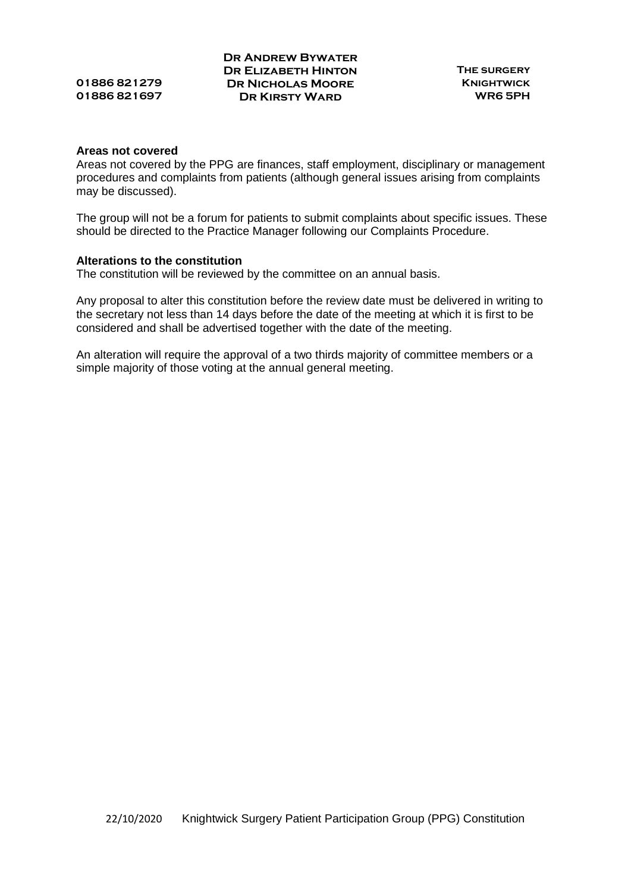**Areas not covered**

Areas not covered by the PPG are finances, staff employment, disciplinary or management procedures and complaints from patients (although general issues arising from complaints may be discussed).

The group will not be a forum for patients to submit complaints about specific issues. These should be directed to the Practice Manager following our Complaints Procedure.

**Alterations to the constitution**

The constitution will be reviewed by the committee on an annual basis.

Any proposal to alter this constitution before the review date must be delivered in writing to the secretary not less than 14 days before the date of the meeting at which it is first to be considered and shall be advertised together with the date of the meeting.

An alteration will require the approval of a two thirds majority of committee members or a simple majority of those voting at the annual general meeting.